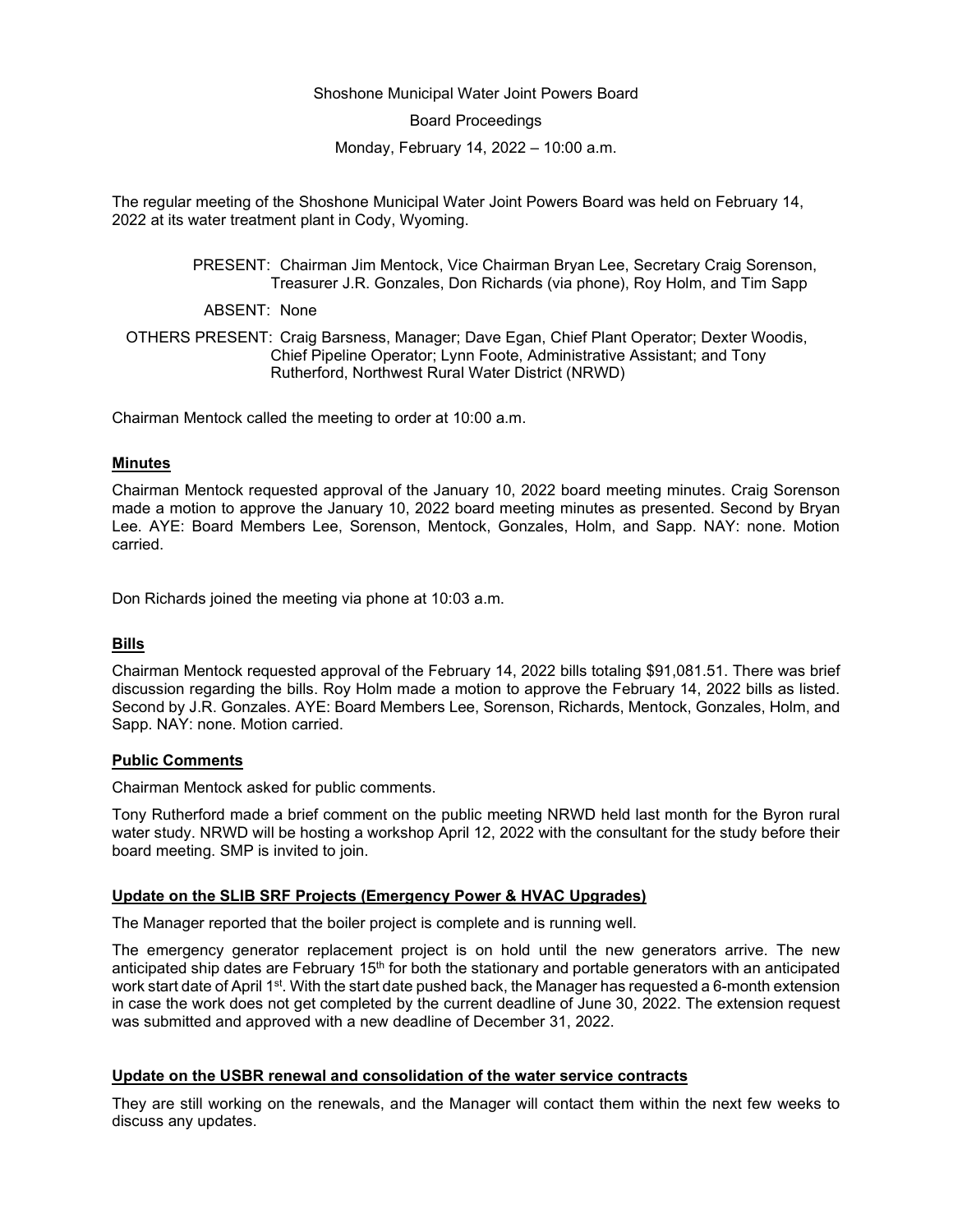Shoshone Municipal Water Joint Powers Board

Board Proceedings

Monday, February 14, 2022 – 10:00 a.m.

The regular meeting of the Shoshone Municipal Water Joint Powers Board was held on February 14, 2022 at its water treatment plant in Cody, Wyoming.

PRESENT: Chairman Jim Mentock, Vice Chairman Bryan Lee, Secretary Craig Sorenson, Treasurer J.R. Gonzales, Don Richards (via phone), Roy Holm, and Tim Sapp

ABSENT: None

OTHERS PRESENT: Craig Barsness, Manager; Dave Egan, Chief Plant Operator; Dexter Woodis, Chief Pipeline Operator; Lynn Foote, Administrative Assistant; and Tony Rutherford, Northwest Rural Water District (NRWD)

Chairman Mentock called the meeting to order at 10:00 a.m.

**Minutes**

Chairman Mentock requested approval of the January 10, 2022 board meeting minutes. Craig Sorenson made a motion to approve the January 10, 2022 board meeting minutes as presented. Second by Bryan Lee. AYE: Board Members Lee, Sorenson, Mentock, Gonzales, Holm, and Sapp. NAY: none. Motion carried.

Don Richards joined the meeting via phone at 10:03 a.m.

**Bills**

Chairman Mentock requested approval of the February 14, 2022 bills totaling $91,081.51. There was brief discussion regarding the bills. Roy Holm made a motion to approve the February 14, 2022 bills as listed. Second by J.R. Gonzales. AYE: Board Members Lee, Sorenson, Richards, Mentock, Gonzales, Holm, and Sapp. NAY: none. Motion carried.

**Public Comments**

Chairman Mentock asked for public comments.

Tony Rutherford made a brief comment on the public meeting NRWD held last month for the Byron rural water study. NRWD will be hosting a workshop April 12, 2022 with the consultant for the study before their board meeting. SMP is invited to join.

**Update on the SLIB SRF Projects (Emergency Power & HVAC Upgrades)**

The Manager reported that the boiler project is complete and is running well.

The emergency generator replacement project is on hold until the new generators arrive. The new anticipated ship dates are February 15th for both the stationary and portable generators with an anticipated work start date of April 1st. With the start date pushed back, the Manager has requested a 6-month extension in case the work does not get completed by the current deadline of June 30, 2022. The extension request was submitted and approved with a new deadline of December 31, 2022.

**Update on the USBR renewal and consolidation of the water service contracts**

They are still working on the renewals, and the Manager will contact them within the next few weeks to discuss any updates.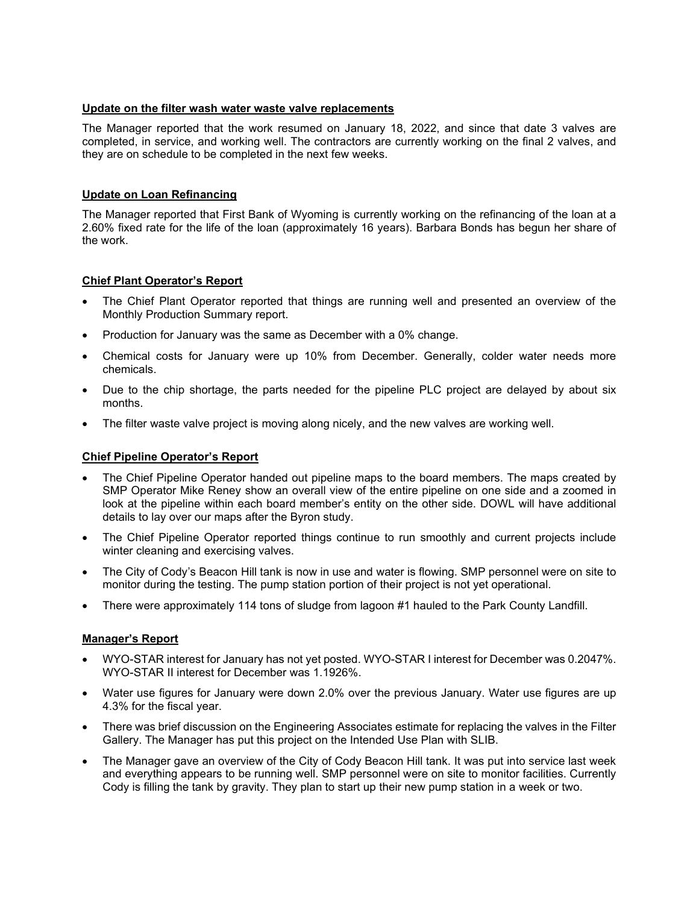**Update on the filter wash water waste valve replacements**

The Manager reported that the work resumed on January 18, 2022, and since that date 3 valves are completed, in service, and working well. The contractors are currently working on the final 2 valves, and they are on schedule to be completed in the next few weeks.

**Update on Loan Refinancing**

The Manager reported that First Bank of Wyoming is currently working on the refinancing of the loan at a 2.60% fixed rate for the life of the loan (approximately 16 years). Barbara Bonds has begun her share of the work.

**Chief Plant Operator's Report**

- The Chief Plant Operator reported that things are running well and presented an overview of the Monthly Production Summary report.
- Production for January was the same as December with a 0% change.
- Chemical costs for January were up 10% from December. Generally, colder water needs more chemicals.
- Due to the chip shortage, the parts needed for the pipeline PLC project are delayed by about six months.
- The filter waste valve project is moving along nicely, and the new valves are working well.

**Chief Pipeline Operator's Report**

- The Chief Pipeline Operator handed out pipeline maps to the board members. The maps created by SMP Operator Mike Reney show an overall view of the entire pipeline on one side and a zoomed in look at the pipeline within each board member's entity on the other side. DOWL will have additional details to lay over our maps after the Byron study.
- The Chief Pipeline Operator reported things continue to run smoothly and current projects include winter cleaning and exercising valves.
- The City of Cody's Beacon Hill tank is now in use and water is flowing. SMP personnel were on site to monitor during the testing. The pump station portion of their project is not yet operational.
- There were approximately 114 tons of sludge from lagoon #1 hauled to the Park County Landfill.

**Manager's Report**

- WYO-STAR interest for January has not yet posted. WYO-STAR I interest for December was 0.2047%. WYO-STAR II interest for December was 1.1926%.
- Water use figures for January were down 2.0% over the previous January. Water use figures are up 4.3% for the fiscal year.
- There was brief discussion on the Engineering Associates estimate for replacing the valves in the Filter Gallery. The Manager has put this project on the Intended Use Plan with SLIB.
- The Manager gave an overview of the City of Cody Beacon Hill tank. It was put into service last week and everything appears to be running well. SMP personnel were on site to monitor facilities. Currently Cody is filling the tank by gravity. They plan to start up their new pump station in a week or two.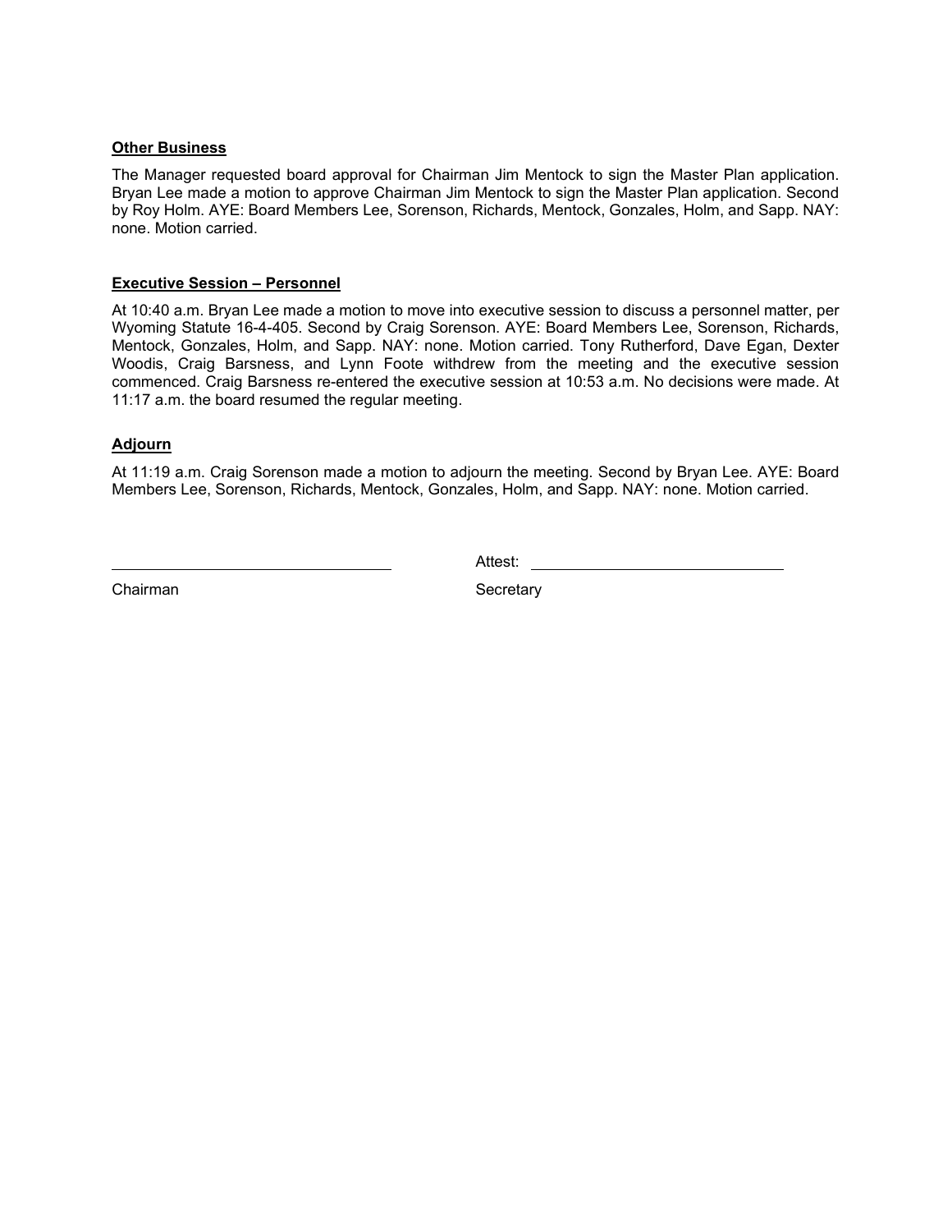**Other Business**

The Manager requested board approval for Chairman Jim Mentock to sign the Master Plan application. Bryan Lee made a motion to approve Chairman Jim Mentock to sign the Master Plan application. Second by Roy Holm. AYE: Board Members Lee, Sorenson, Richards, Mentock, Gonzales, Holm, and Sapp. NAY: none. Motion carried.

**Executive Session – Personnel**

At 10:40 a.m. Bryan Lee made a motion to move into executive session to discuss a personnel matter, per Wyoming Statute 16-4-405. Second by Craig Sorenson. AYE: Board Members Lee, Sorenson, Richards, Mentock, Gonzales, Holm, and Sapp. NAY: none. Motion carried. Tony Rutherford, Dave Egan, Dexter Woodis, Craig Barsness, and Lynn Foote withdrew from the meeting and the executive session commenced. Craig Barsness re-entered the executive session at 10:53 a.m. No decisions were made. At 11:17 a.m. the board resumed the regular meeting.

**Adjourn**

At 11:19 a.m. Craig Sorenson made a motion to adjourn the meeting. Second by Bryan Lee. AYE: Board Members Lee, Sorenson, Richards, Mentock, Gonzales, Holm, and Sapp. NAY: none. Motion carried.

\_\_\_\_\_\_\_\_\_\_\_\_\_\_\_\_\_\_\_\_\_\_\_\_\_\_\_\_\_\_ Attest: \_\_\_\_\_\_\_\_\_\_\_\_\_\_\_\_\_\_\_\_\_\_\_\_\_\_\_\_\_\_

Chairman Secretary